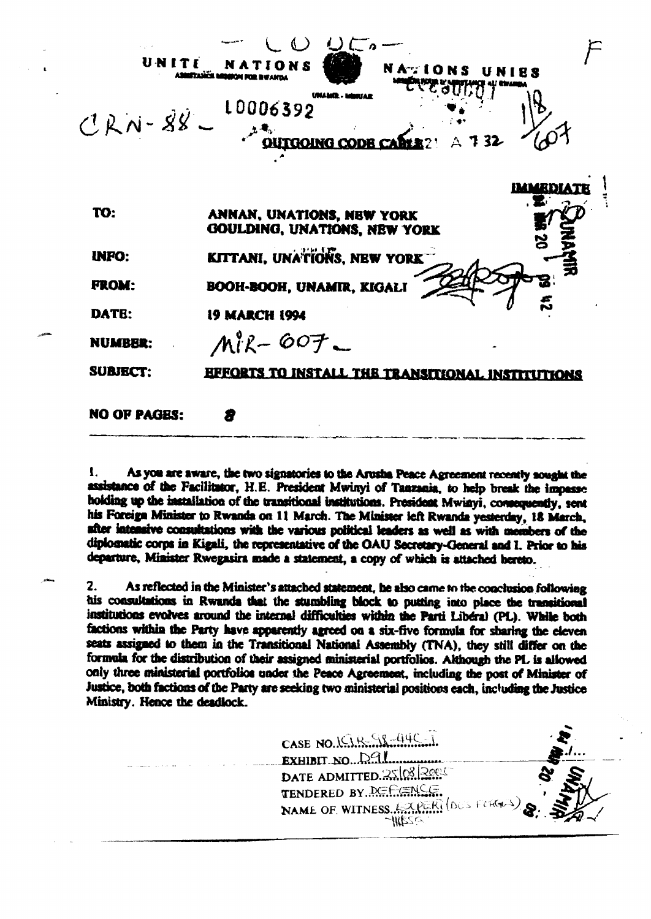— CODE —

UNITED NATIONS — NATIONS UNIES

ASSISTANCE MISSION FOR RWANDA — MISSION POUR L'ASSISTANCE AU RWANDA

UNAMIR - MINUAR

CRN-88 — L0006392

**OUTGOING CODE CABLE**

**IMMEDIATE**

| | |
|---|---|
| **TO:** | **ANNAN, UNATIONS, NEW YORK** **GOULDING, UNATIONS, NEW YORK** |
| **INFO:** | **KITTANI, UNATIONS, NEW YORK** |
| **FROM:** | **BOOH-BOOH, UNAMIR, KIGALI** |
| **DATE:** | **19 MARCH 1994** |
| **NUMBER:** | MIR-607 |
| **SUBJECT:** | **EFFORTS TO INSTALL THE TRANSITIONAL INSTITUTIONS** |
| **NO OF PAGES:** | **8** |

1. As you are aware, the two signatories to the Arusha Peace Agreement recently sought the assistance of the Facilitator, H.E. President Mwinyi of Tanzania, to help break the impasse holding up the installation of the transitional institutions. President Mwinyi, consequently, sent his Foreign Minister to Rwanda on 11 March. The Minister left Rwanda yesterday, 18 March, after intensive consultations with the various political leaders as well as with members of the diplomatic corps in Kigali, the representative of the OAU Secretary-General and I. Prior to his departure, Minister Rwegasira made a statement, a copy of which is attached hereto.

2. As reflected in the Minister's attached statement, he also came to the conclusion following his consultations in Rwanda that the stumbling block to putting into place the transitional institutions evolves around the internal difficulties within the Parti Libéral (PL). While both factions within the Party have apparently agreed on a six-five formula for sharing the eleven seats assigned to them in the Transitional National Assembly (TNA), they still differ on the formula for the distribution of their assigned ministerial portfolios. Although the PL is allowed only three ministerial portfolios under the Peace Agreement, including the post of Minister of Justice, both factions of the Party are seeking two ministerial positions each, including the Justice Ministry. Hence the deadlock.

CASE NO. ICTR-98-44C-I
EXHIBIT NO. D91
DATE ADMITTED 25/08/2005
TENDERED BY DEFENCE
NAME OF WITNESS EXPERT (DES FORGES)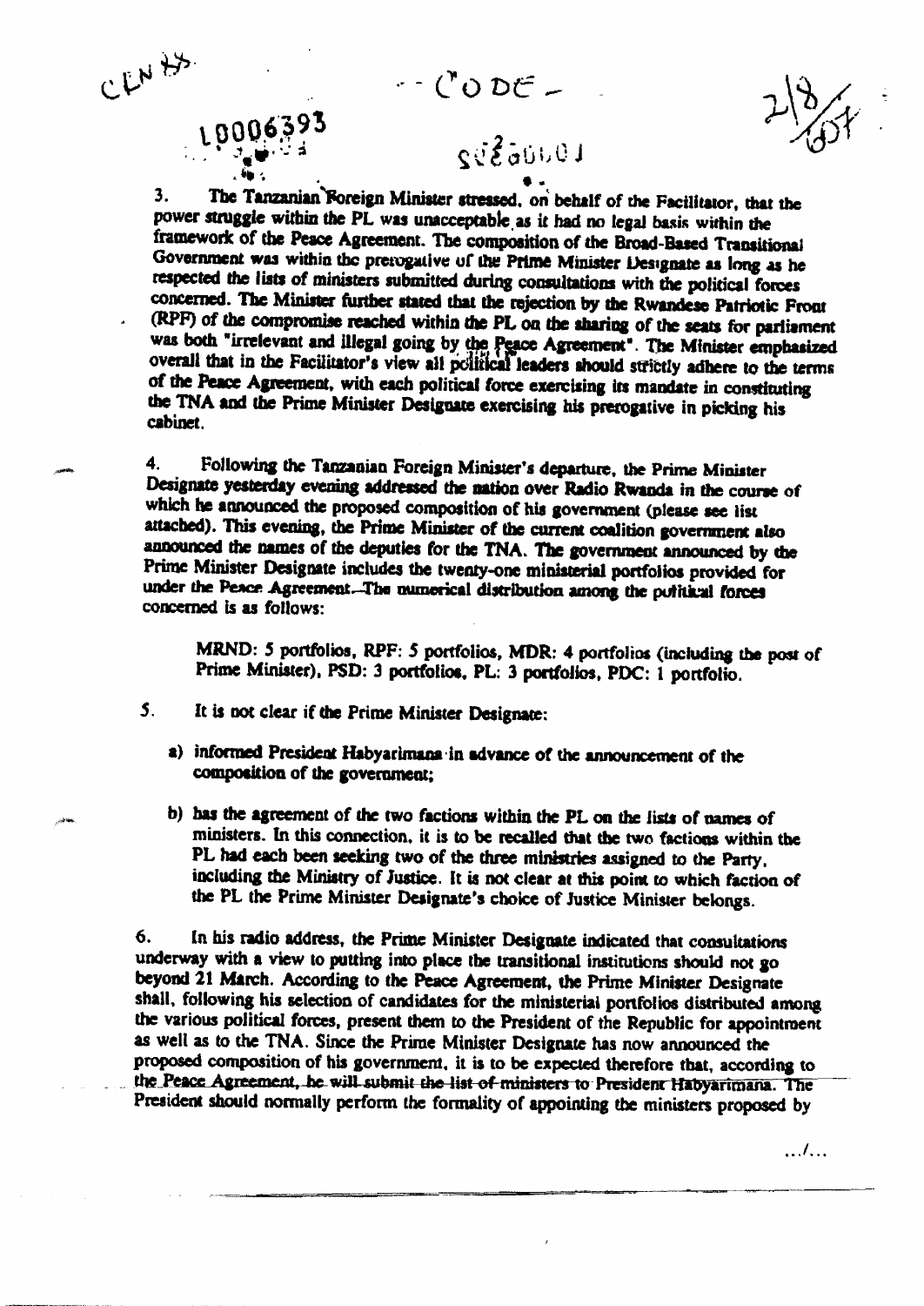3. The Tanzanian Foreign Minister stressed, on behalf of the Facilitator, that the power struggle within the PL was unacceptable as it had no legal basis within the framework of the Peace Agreement. The composition of the Broad-Based Transitional Government was within the prerogative of the Prime Minister Designate as long as he respected the lists of ministers submitted during consultations with the political forces concerned. The Minister further stated that the rejection by the Rwandese Patriotic Front (RPF) of the compromise reached within the PL on the sharing of the seats for parliament was both "irrelevant and illegal going by the Peace Agreement". The Minister emphasized overall that in the Facilitator's view all political leaders should strictly adhere to the terms of the Peace Agreement, with each political force exercising its mandate in constituting the TNA and the Prime Minister Designate exercising his prerogative in picking his cabinet.

4. Following the Tanzanian Foreign Minister's departure, the Prime Minister Designate yesterday evening addressed the nation over Radio Rwanda in the course of which he announced the proposed composition of his government (please see list attached). This evening, the Prime Minister of the current coalition government also announced the names of the deputies for the TNA. The government announced by the Prime Minister Designate includes the twenty-one ministerial portfolios provided for under the Peace Agreement. The numerical distribution among the political forces concerned is as follows:

> MRND: 5 portfolios, RPF: 5 portfolios, MDR: 4 portfolios (including the post of Prime Minister), PSD: 3 portfolios, PL: 3 portfolios, PDC: 1 portfolio.

5. It is not clear if the Prime Minister Designate:

a) informed President Habyarimana in advance of the announcement of the composition of the government;

b) has the agreement of the two factions within the PL on the lists of names of ministers. In this connection, it is to be recalled that the two factions within the PL had each been seeking two of the three ministries assigned to the Party, including the Ministry of Justice. It is not clear at this point to which faction of the PL the Prime Minister Designate's choice of Justice Minister belongs.

6. In his radio address, the Prime Minister Designate indicated that consultations underway with a view to putting into place the transitional institutions should not go beyond 21 March. According to the Peace Agreement, the Prime Minister Designate shall, following his selection of candidates for the ministerial portfolios distributed among the various political forces, present them to the President of the Republic for appointment as well as to the TNA. Since the Prime Minister Designate has now announced the proposed composition of his government, it is to be expected therefore that, according to the Peace Agreement, he will submit the list of ministers to President Habyarimana. The President should normally perform the formality of appointing the ministers proposed by

.../...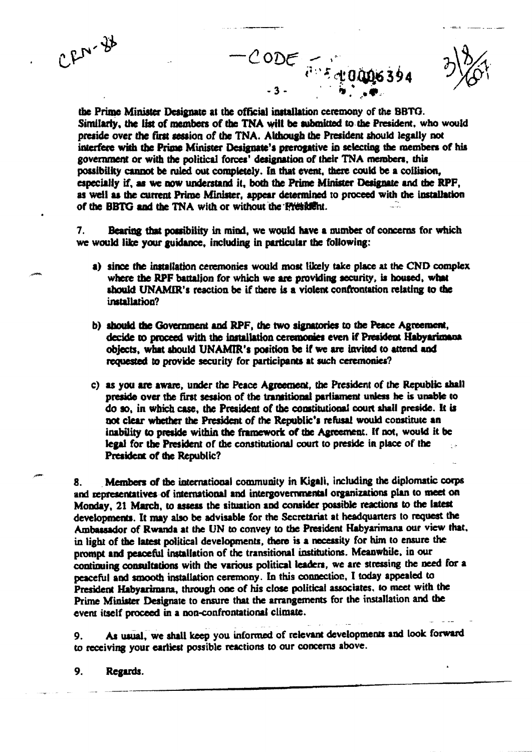the Prime Minister Designate at the official installation ceremony of the BBTG. Similarly, the list of members of the TNA will be submitted to the President, who would preside over the first session of the TNA. Although the President should legally not interfere with the Prime Minister Designate's prerogative in selecting the members of his government or with the political forces' designation of their TNA members, this possibility cannot be ruled out completely. In that event, there could be a collision, especially if, as we now understand it, both the Prime Minister Designate and the RPF, as well as the current Prime Minister, appear determined to proceed with the installation of the BBTG and the TNA with or without the President.

7. Bearing that possibility in mind, we would have a number of concerns for which we would like your guidance, including in particular the following:

a) since the installation ceremonies would most likely take place at the CND complex where the RPF battalion for which we are providing security, is housed, what should UNAMIR's reaction be if there is a violent confrontation relating to the installation?

b) should the Government and RPF, the two signatories to the Peace Agreement, decide to proceed with the installation ceremonies even if President Habyarimana objects, what should UNAMIR's position be if we are invited to attend and requested to provide security for participants at such ceremonies?

c) as you are aware, under the Peace Agreement, the President of the Republic shall preside over the first session of the transitional parliament unless he is unable to do so, in which case, the President of the constitutional court shall preside. It is not clear whether the President of the Republic's refusal would constitute an inability to preside within the framework of the Agreement. If not, would it be legal for the President of the constitutional court to preside in place of the President of the Republic?

8. Members of the international community in Kigali, including the diplomatic corps and representatives of international and intergovernmental organizations plan to meet on Monday, 21 March, to assess the situation and consider possible reactions to the latest developments. It may also be advisable for the Secretariat at headquarters to request the Ambassador of Rwanda at the UN to convey to the President Habyarimana our view that, in light of the latest political developments, there is a necessity for him to ensure the prompt and peaceful installation of the transitional institutions. Meanwhile, in our continuing consultations with the various political leaders, we are stressing the need for a peaceful and smooth installation ceremony. In this connection, I today appealed to President Habyarimana, through one of his close political associates, to meet with the Prime Minister Designate to ensure that the arrangements for the installation and the event itself proceed in a non-confrontational climate.

9. As usual, we shall keep you informed of relevant developments and look forward to receiving your earliest possible reactions to our concerns above.

9. Regards.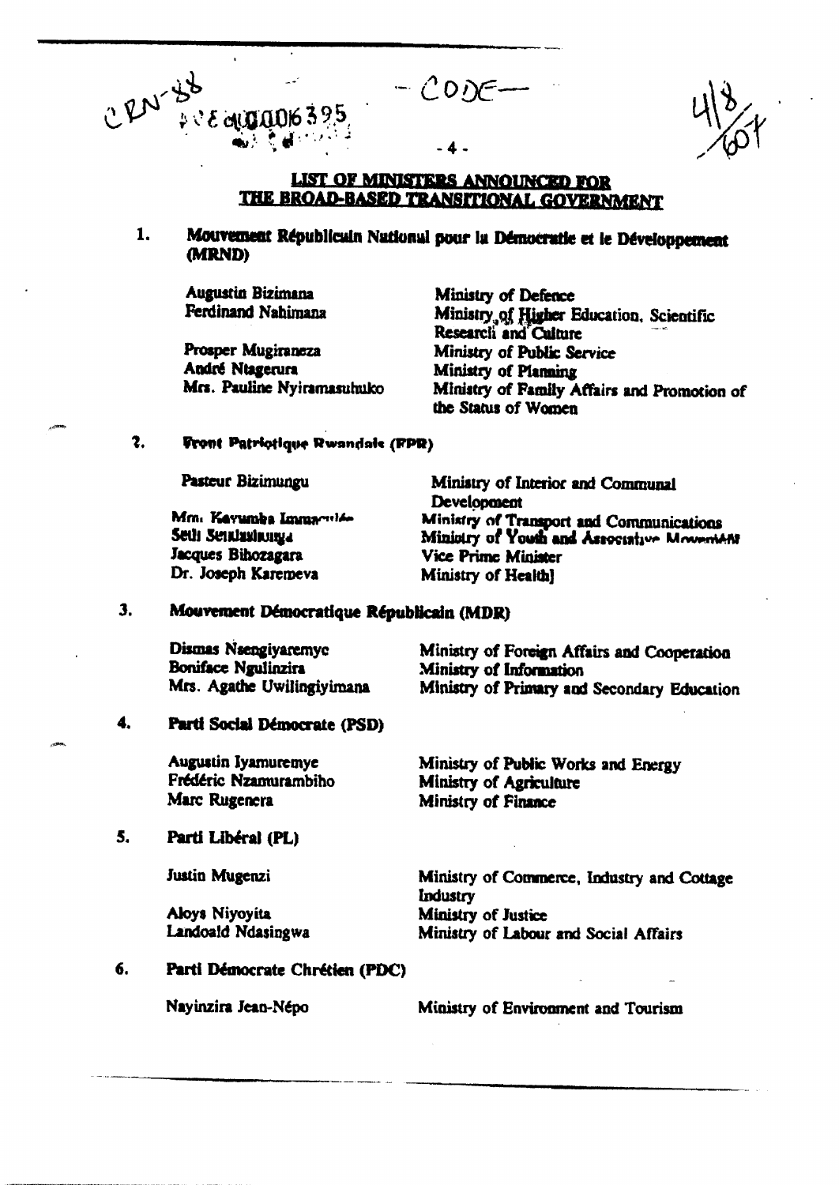## LIST OF MINISTERS ANNOUNCED FOR THE BROAD-BASED TRANSITIONAL GOVERNMENT

### 1. Mouvement Républicain National pour la Démocratie et le Développement (MRND)

| | |
|---|---|
| Augustin Bizimana | Ministry of Defence |
| Ferdinand Nahimana | Ministry of Higher Education, Scientific Research and Culture |
| Prosper Mugiraneza | Ministry of Public Service |
| André Ntagerura | Ministry of Planning |
| Mrs. Pauline Nyiramasuhuko | Ministry of Family Affairs and Promotion of the Status of Women |

### 2. Front Patriotique Rwandais (FPR)

| | |
|---|---|
| Pasteur Bizimungu | Ministry of Interior and Communal Development |
| Mrs. Kavumba Immaculée | Ministry of Transport and Communications |
| Seth Sendashonga | Ministry of Youth and Associative Movement |
| Jacques Bihozagara | Vice Prime Minister |
| Dr. Joseph Karemeva | Ministry of Health] |

### 3. Mouvement Démocratique Républicain (MDR)

| | |
|---|---|
| Dismas Nsengiyaremye | Ministry of Foreign Affairs and Cooperation |
| Boniface Ngulinzira | Ministry of Information |
| Mrs. Agathe Uwilingiyimana | Ministry of Primary and Secondary Education |

### 4. Parti Social Démocrate (PSD)

| | |
|---|---|
| Augustin Iyamuremye | Ministry of Public Works and Energy |
| Frédéric Nzamurambiho | Ministry of Agriculture |
| Marc Rugenera | Ministry of Finance |

### 5. Parti Libéral (PL)

| | |
|---|---|
| Justin Mugenzi | Ministry of Commerce, Industry and Cottage Industry |
| Aloys Niyoyita | Ministry of Justice |
| Landoald Ndasingwa | Ministry of Labour and Social Affairs |

### 6. Parti Démocrate Chrétien (PDC)

| | |
|---|---|
| Nayinzira Jean-Népo | Ministry of Environment and Tourism |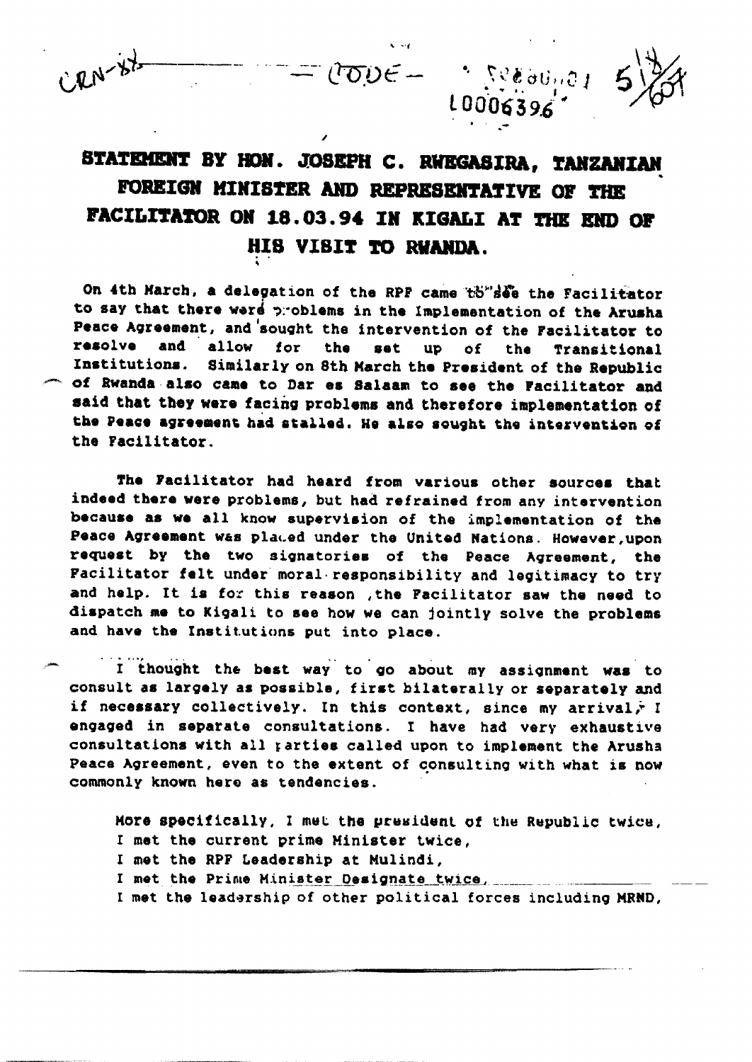CRN-88 — CODE — L0006396 5 14/64

# STATEMENT BY HON. JOSEPH C. RWEGASIRA, TANZANIAN FOREIGN MINISTER AND REPRESENTATIVE OF THE FACILITATOR ON 18.03.94 IN KIGALI AT THE END OF HIS VISIT TO RWANDA.

On 4th March, a delegation of the RPF came to see the Facilitator to say that there were problems in the implementation of the Arusha Peace Agreement, and sought the intervention of the Facilitator to resolve and allow for the set up of the Transitional Institutions. Similarly on 8th March the President of the Republic of Rwanda also came to Dar es Salaam to see the Facilitator and said that they were facing problems and therefore implementation of the Peace agreement had stalled. He also sought the intervention of the Facilitator.

The Facilitator had heard from various other sources that indeed there were problems, but had refrained from any intervention because as we all know supervision of the implementation of the Peace Agreement was placed under the United Nations. However,upon request by the two signatories of the Peace Agreement, the Facilitator felt under moral responsibility and legitimacy to try and help. It is for this reason ,the Facilitator saw the need to dispatch me to Kigali to see how we can jointly solve the problems and have the Institutions put into place.

I thought the best way to go about my assignment was to consult as largely as possible, first bilaterally or separately and if necessary collectively. In this context, since my arrival, I engaged in separate consultations. I have had very exhaustive consultations with all parties called upon to implement the Arusha Peace Agreement, even to the extent of consulting with what is now commonly known here as tendencies.

More specifically, I met the president of the Republic twice,
I met the current prime Minister twice,
I met the RPF Leadership at Mulindi,
I met the Prime Minister Designate twice,
I met the leadership of other political forces including MRND,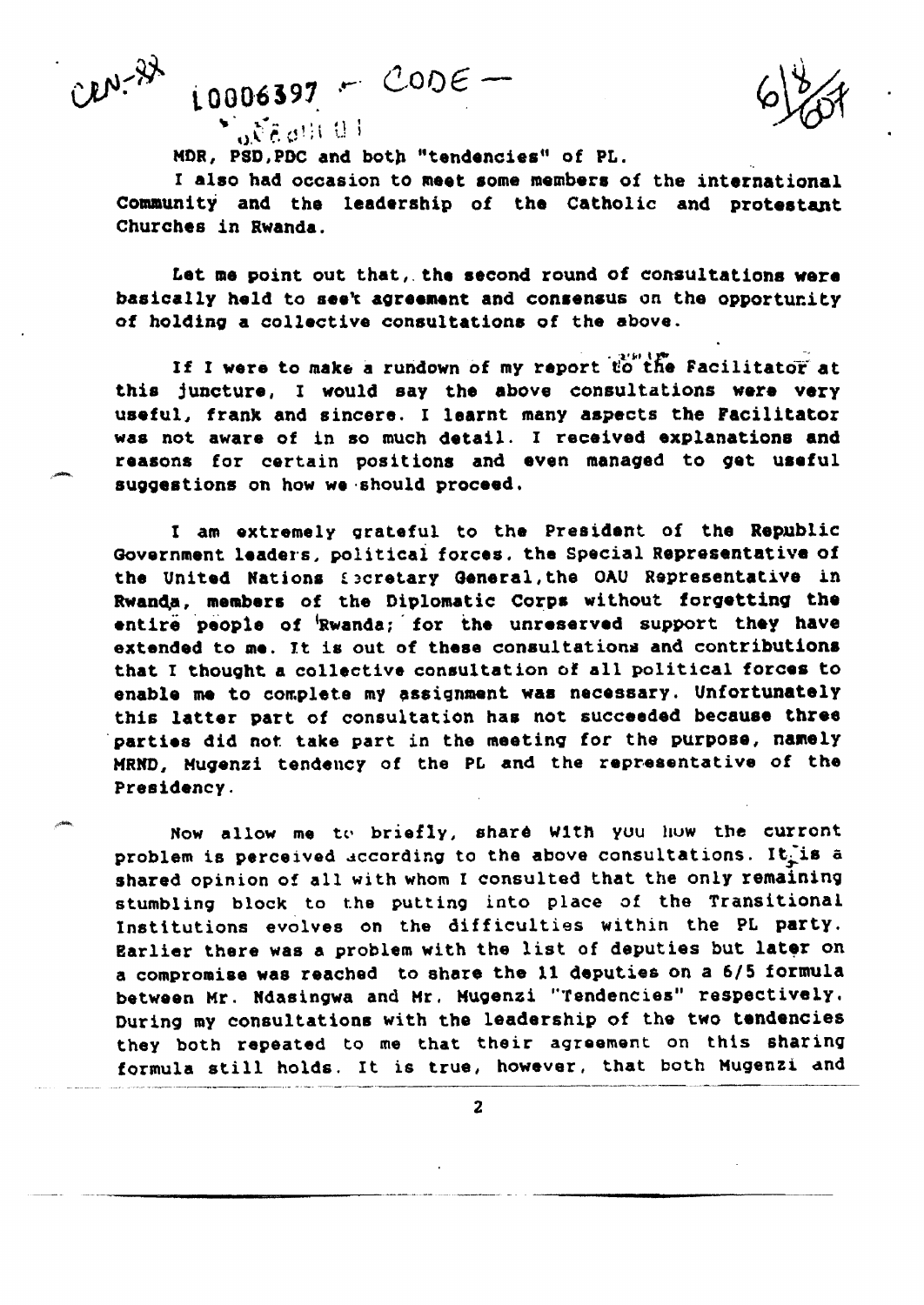MDR, PSD,PDC and both "tendencies" of PL.

I also had occasion to meet some members of the international Community and the leadership of the Catholic and protestant Churches in Rwanda.

Let me point out that, the second round of consultations were basically held to seek agreement and consensus on the opportunity of holding a collective consultations of the above.

If I were to make a rundown of my report to the Facilitator at this juncture, I would say the above consultations were very useful, frank and sincere. I learnt many aspects the Facilitator was not aware of in so much detail. I received explanations and reasons for certain positions and even managed to get useful suggestions on how we should proceed.

I am extremely grateful to the President of the Republic Government leaders, political forces, the Special Representative of the United Nations Secretary General, the OAU Representative in Rwanda, members of the Diplomatic Corps without forgetting the entire people of Rwanda; for the unreserved support they have extended to me. It is out of these consultations and contributions that I thought a collective consultation of all political forces to enable me to complete my assignment was necessary. Unfortunately this latter part of consultation has not succeeded because three parties did not take part in the meeting for the purpose, namely MRND, Mugenzi tendency of the PL and the representative of the Presidency.

Now allow me to briefly, share with you how the current problem is perceived according to the above consultations. It is a shared opinion of all with whom I consulted that the only remaining stumbling block to the putting into place of the Transitional Institutions evolves on the difficulties within the PL party. Earlier there was a problem with the list of deputies but later on a compromise was reached to share the 11 deputies on a 6/5 formula between Mr. Ndasingwa and Mr. Mugenzi "Tendencies" respectively. During my consultations with the leadership of the two tendencies they both repeated to me that their agreement on this sharing formula still holds. It is true, however, that both Mugenzi and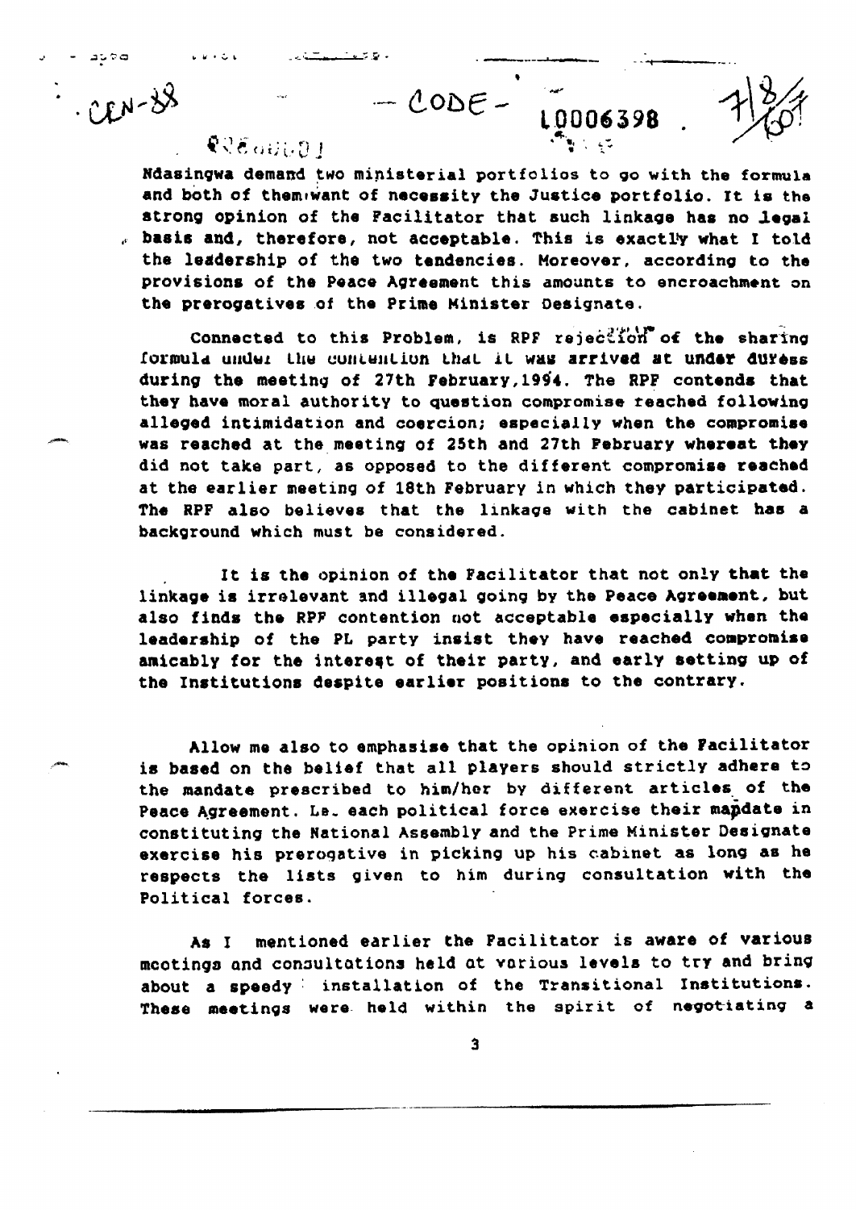Ndasingwa demand two ministerial portfolios to go with the formula and both of them want of necessity the Justice portfolio. It is the strong opinion of the Facilitator that such linkage has no legal basis and, therefore, not acceptable. This is exactly what I told the leadership of the two tendencies. Moreover, according to the provisions of the Peace Agreement this amounts to encroachment on the prerogatives of the Prime Minister Designate.

Connected to this Problem, is RPF rejection of the sharing formula under the contention that it was arrived at under duress during the meeting of 27th February, 1994. The RPF contends that they have moral authority to question compromise reached following alleged intimidation and coercion; especially when the compromise was reached at the meeting of 25th and 27th February whereat they did not take part, as opposed to the different compromise reached at the earlier meeting of 18th February in which they participated. The RPF also believes that the linkage with the cabinet has a background which must be considered.

It is the opinion of the Facilitator that not only that the linkage is irrelevant and illegal going by the Peace Agreement, but also finds the RPF contention not acceptable especially when the leadership of the PL party insist they have reached compromise amicably for the interest of their party, and early setting up of the Institutions despite earlier positions to the contrary.

Allow me also to emphasise that the opinion of the Facilitator is based on the belief that all players should strictly adhere to the mandate prescribed to him/her by different articles of the Peace Agreement. I.e. each political force exercise their mandate in constituting the National Assembly and the Prime Minister Designate exercise his prerogative in picking up his cabinet as long as he respects the lists given to him during consultation with the Political forces.

As I mentioned earlier the Facilitator is aware of various meetings and consultations held at various levels to try and bring about a speedy installation of the Transitional Institutions. These meetings were held within the spirit of negotiating a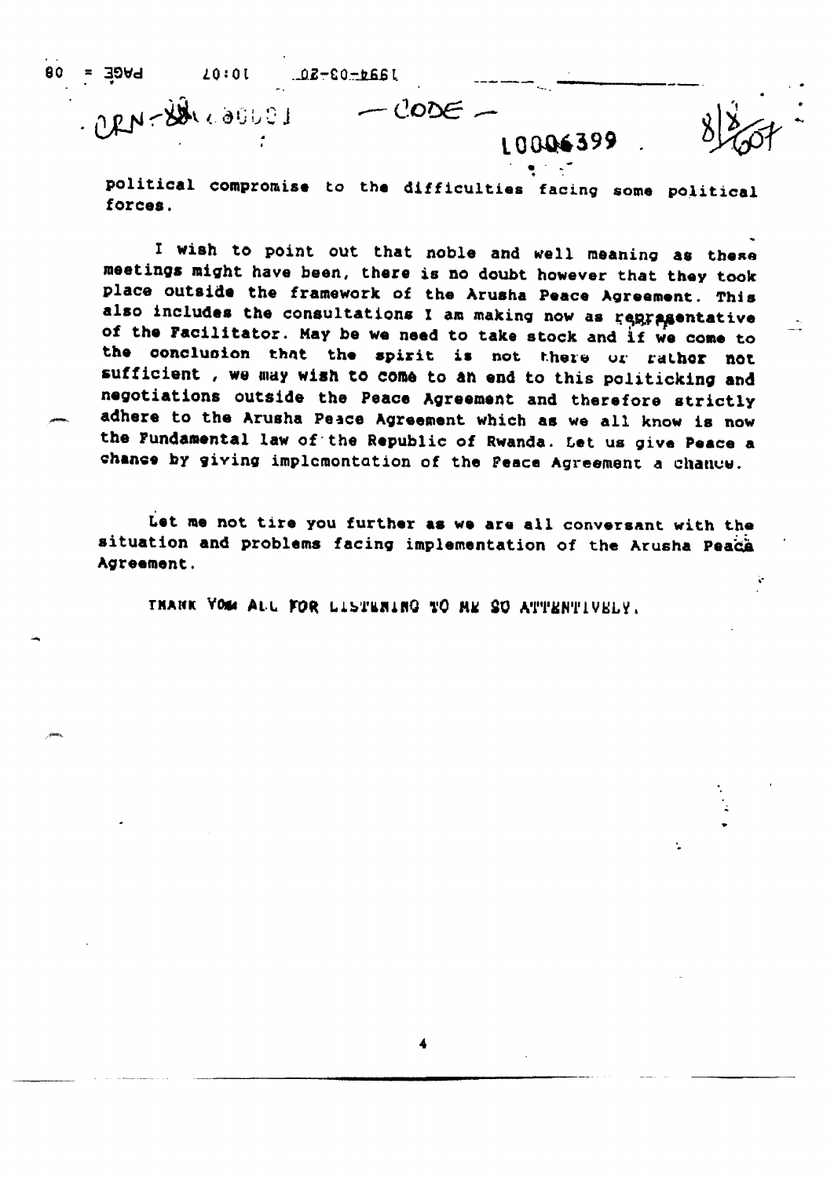- CODE -

L0006399

political compromise to the difficulties facing some political forces.

I wish to point out that noble and well meaning as these meetings might have been, there is no doubt however that they took place outside the framework of the Arusha Peace Agreement. This also includes the consultations I am making now as representative of the Facilitator. May be we need to take stock and if we come to the conclusion that the spirit is not there or rather not sufficient , we may wish to come to an end to this politicking and negotiations outside the Peace Agreement and therefore strictly adhere to the Arusha Peace Agreement which as we all know is now the Fundamental law of the Republic of Rwanda. Let us give Peace a chance by giving implementation of the Peace Agreement a chance.

Let me not tire you further as we are all conversant with the situation and problems facing implementation of the Arusha Peace Agreement.

THANK YOU ALL FOR LISTENING TO ME SO ATTENTIVELY.